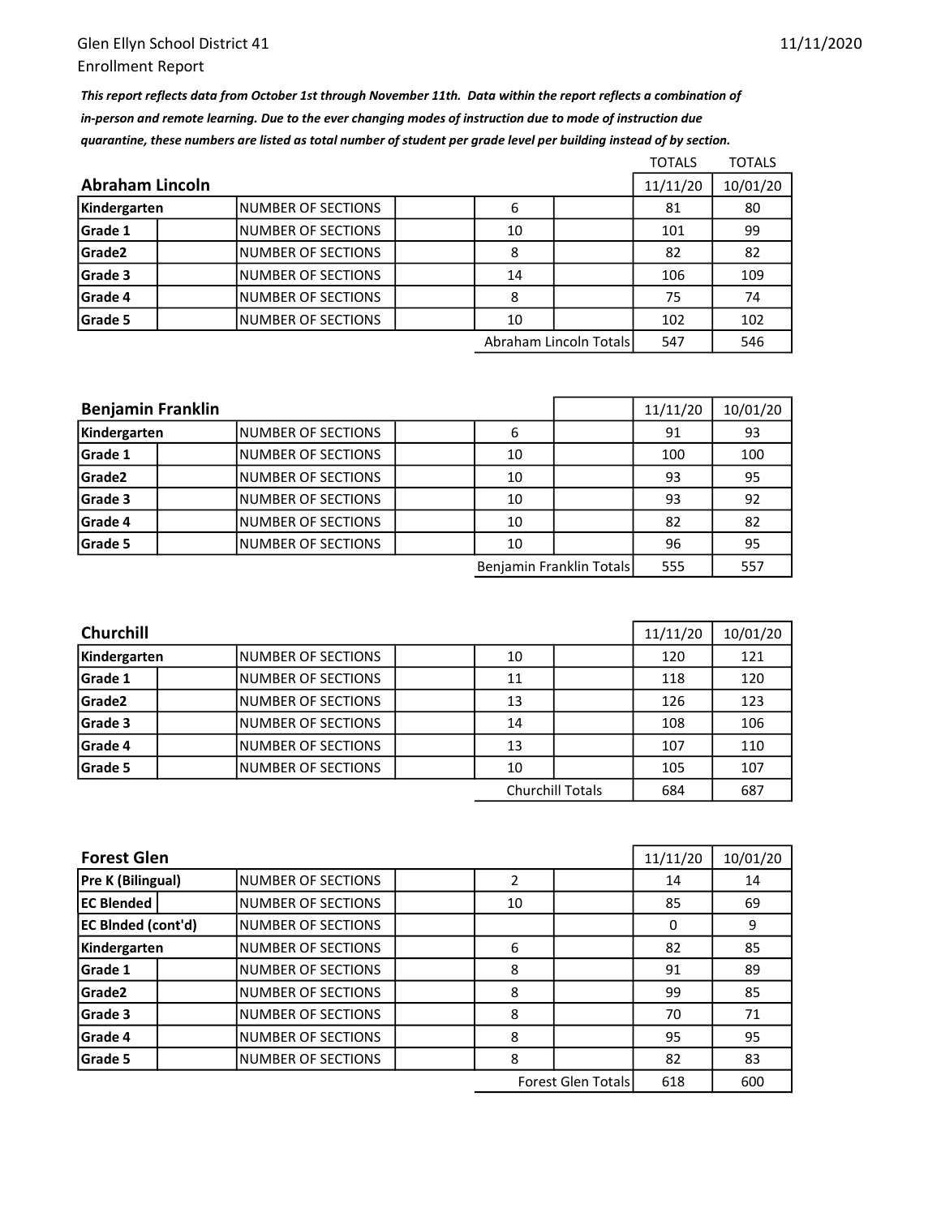Glen Ellyn School District 41

Enrollment Report

11/11/2020

***This report reflects data from October 1st through November 11th. Data within the report reflects a combination of in-person and remote learning. Due to the ever changing modes of instruction due to mode of instruction due quarantine, these numbers are listed as total number of student per grade level per building instead of by section.***

## Abraham Lincoln

| Grade | | Number of Sections | TOTALS 11/11/20 | TOTALS 10/01/20 |
|---|---|---|---|---|
| Kindergarten | NUMBER OF SECTIONS | 6 | 81 | 80 |
| Grade 1 | NUMBER OF SECTIONS | 10 | 101 | 99 |
| Grade2 | NUMBER OF SECTIONS | 8 | 82 | 82 |
| Grade 3 | NUMBER OF SECTIONS | 14 | 106 | 109 |
| Grade 4 | NUMBER OF SECTIONS | 8 | 75 | 74 |
| Grade 5 | NUMBER OF SECTIONS | 10 | 102 | 102 |
| | | Abraham Lincoln Totals | 547 | 546 |

## Benjamin Franklin

| Grade | | Number of Sections | 11/11/20 | 10/01/20 |
|---|---|---|---|---|
| Kindergarten | NUMBER OF SECTIONS | 6 | 91 | 93 |
| Grade 1 | NUMBER OF SECTIONS | 10 | 100 | 100 |
| Grade2 | NUMBER OF SECTIONS | 10 | 93 | 95 |
| Grade 3 | NUMBER OF SECTIONS | 10 | 93 | 92 |
| Grade 4 | NUMBER OF SECTIONS | 10 | 82 | 82 |
| Grade 5 | NUMBER OF SECTIONS | 10 | 96 | 95 |
| | | Benjamin Franklin Totals | 555 | 557 |

## Churchill

| Grade | | Number of Sections | 11/11/20 | 10/01/20 |
|---|---|---|---|---|
| Kindergarten | NUMBER OF SECTIONS | 10 | 120 | 121 |
| Grade 1 | NUMBER OF SECTIONS | 11 | 118 | 120 |
| Grade2 | NUMBER OF SECTIONS | 13 | 126 | 123 |
| Grade 3 | NUMBER OF SECTIONS | 14 | 108 | 106 |
| Grade 4 | NUMBER OF SECTIONS | 13 | 107 | 110 |
| Grade 5 | NUMBER OF SECTIONS | 10 | 105 | 107 |
| | | Churchill Totals | 684 | 687 |

## Forest Glen

| Grade | | Number of Sections | 11/11/20 | 10/01/20 |
|---|---|---|---|---|
| Pre K (Bilingual) | NUMBER OF SECTIONS | 2 | 14 | 14 |
| EC Blended | NUMBER OF SECTIONS | 10 | 85 | 69 |
| EC Blnded (cont'd) | NUMBER OF SECTIONS | | 0 | 9 |
| Kindergarten | NUMBER OF SECTIONS | 6 | 82 | 85 |
| Grade 1 | NUMBER OF SECTIONS | 8 | 91 | 89 |
| Grade2 | NUMBER OF SECTIONS | 8 | 99 | 85 |
| Grade 3 | NUMBER OF SECTIONS | 8 | 70 | 71 |
| Grade 4 | NUMBER OF SECTIONS | 8 | 95 | 95 |
| Grade 5 | NUMBER OF SECTIONS | 8 | 82 | 83 |
| | | Forest Glen Totals | 618 | 600 |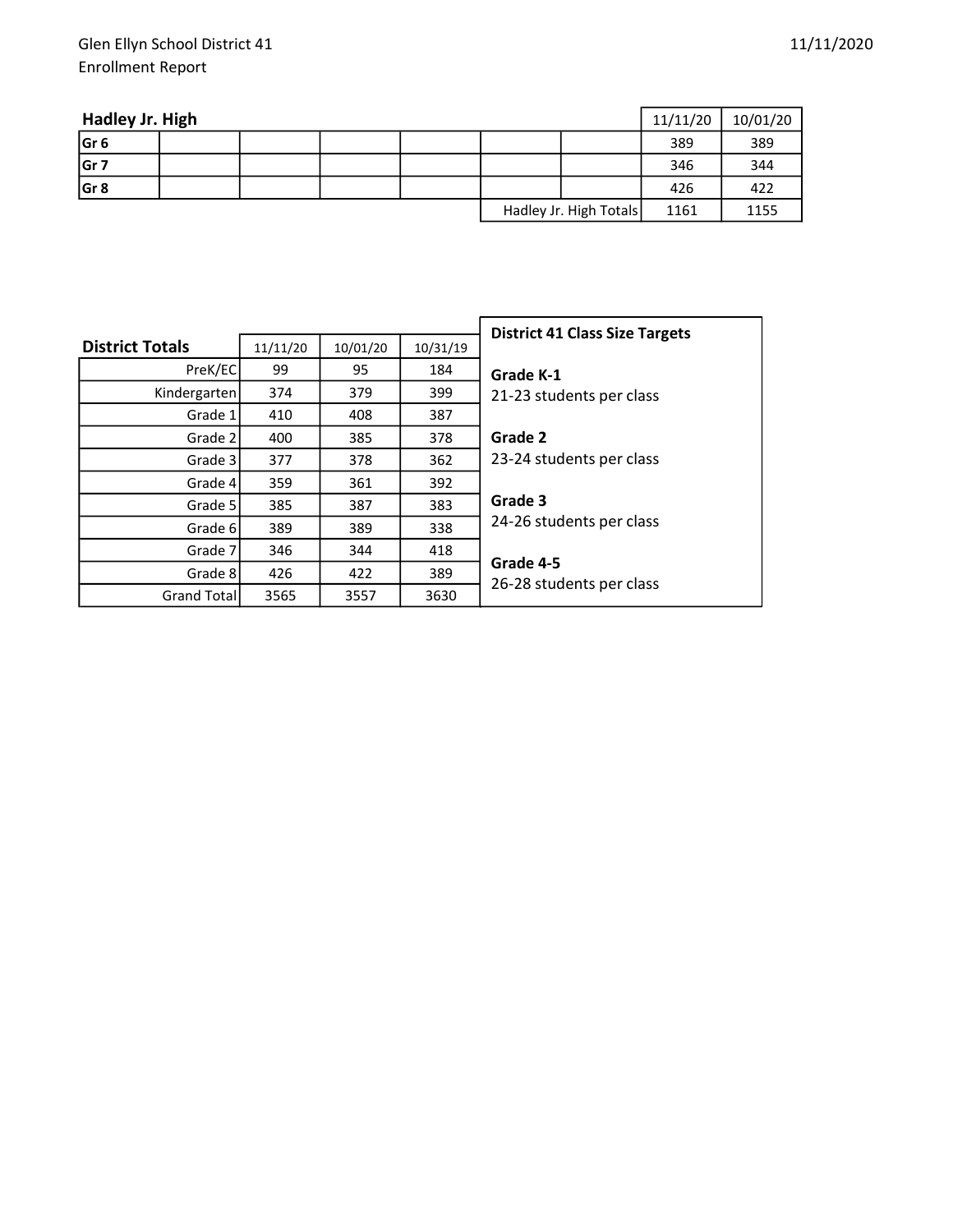## Hadley Jr. High

| | | | | | | | 11/11/20 | 10/01/20 |
|---|---|---|---|---|---|---|---|---|
| **Gr 6** | | | | | | | 389 | 389 |
| **Gr 7** | | | | | | | 346 | 344 |
| **Gr 8** | | | | | | | 426 | 422 |
| | | | | | | Hadley Jr. High Totals | 1161 | 1155 |

## District Totals

| | 11/11/20 | 10/01/20 | 10/31/19 |
|---|---|---|---|
| PreK/EC | 99 | 95 | 184 |
| Kindergarten | 374 | 379 | 399 |
| Grade 1 | 410 | 408 | 387 |
| Grade 2 | 400 | 385 | 378 |
| Grade 3 | 377 | 378 | 362 |
| Grade 4 | 359 | 361 | 392 |
| Grade 5 | 385 | 387 | 383 |
| Grade 6 | 389 | 389 | 338 |
| Grade 7 | 346 | 344 | 418 |
| Grade 8 | 426 | 422 | 389 |
| Grand Total | 3565 | 3557 | 3630 |

**District 41 Class Size Targets**

**Grade K-1**
21-23 students per class

**Grade 2**
23-24 students per class

**Grade 3**
24-26 students per class

**Grade 4-5**
26-28 students per class